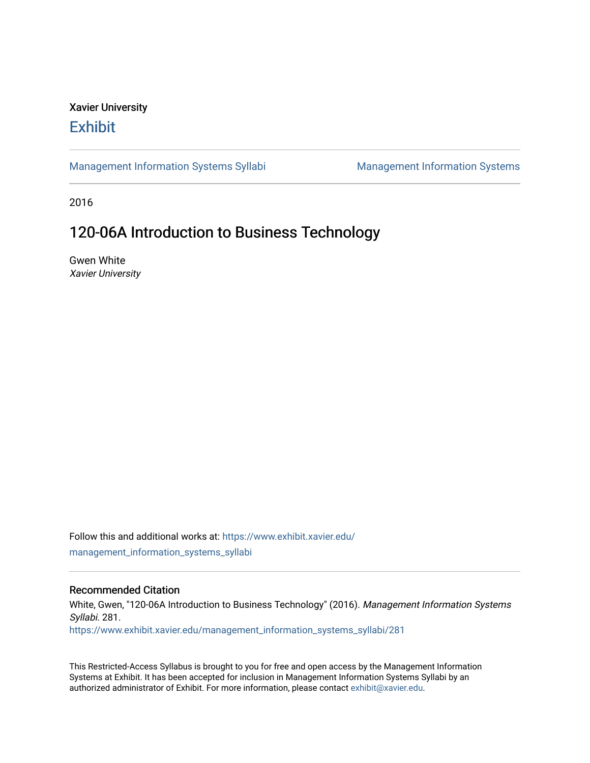Xavier University

# Exhibit

Management Information Systems Syllabi | Management Information Systems

2016

## 120-06A Introduction to Business Technology

Gwen White
*Xavier University*

Follow this and additional works at: https://www.exhibit.xavier.edu/management_information_systems_syllabi

### Recommended Citation

White, Gwen, "120-06A Introduction to Business Technology" (2016). *Management Information Systems Syllabi*. 281.
https://www.exhibit.xavier.edu/management_information_systems_syllabi/281

This Restricted-Access Syllabus is brought to you for free and open access by the Management Information Systems at Exhibit. It has been accepted for inclusion in Management Information Systems Syllabi by an authorized administrator of Exhibit. For more information, please contact exhibit@xavier.edu.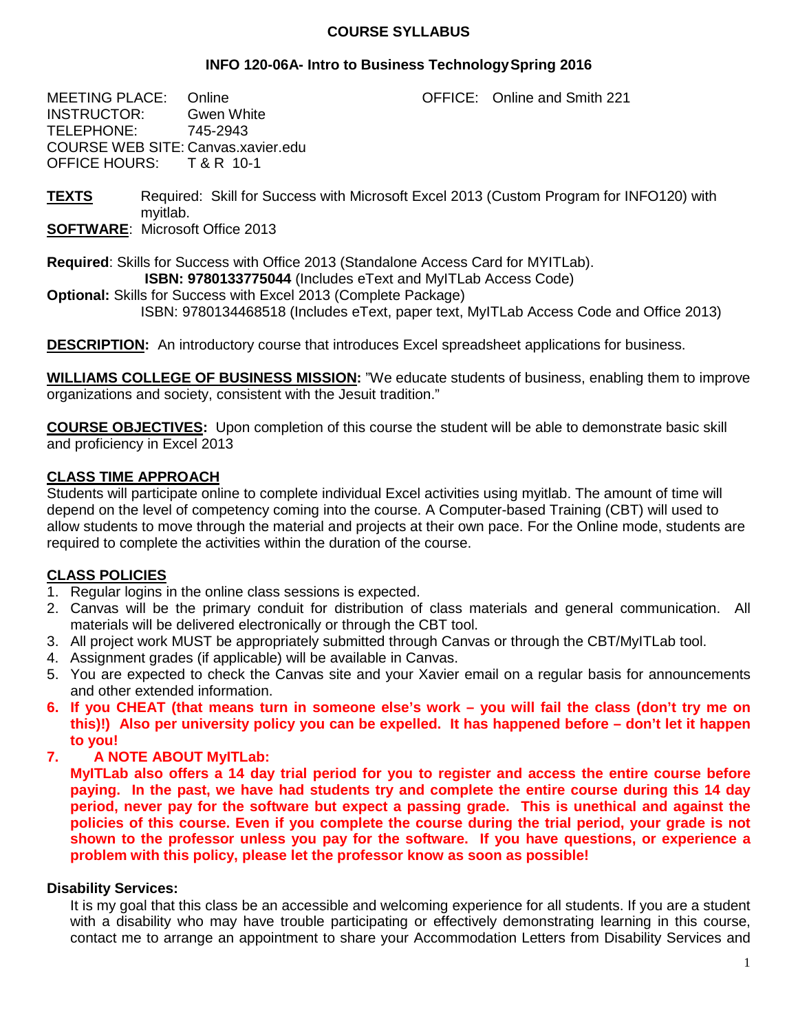**COURSE SYLLABUS**

**INFO 120-06A- Intro to Business Technology Spring 2016**

MEETING PLACE: Online
OFFICE: Online and Smith 221
INSTRUCTOR: Gwen White
TELEPHONE: 745-2943
COURSE WEB SITE: Canvas.xavier.edu
OFFICE HOURS: T & R 10-1

**TEXTS** Required: Skill for Success with Microsoft Excel 2013 (Custom Program for INFO120) with myitlab.

**SOFTWARE**: Microsoft Office 2013

**Required**: Skills for Success with Office 2013 (Standalone Access Card for MYITLab).
**ISBN: 9780133775044** (Includes eText and MyITLab Access Code)

**Optional:** Skills for Success with Excel 2013 (Complete Package)
ISBN: 9780134468518 (Includes eText, paper text, MyITLab Access Code and Office 2013)

**DESCRIPTION:** An introductory course that introduces Excel spreadsheet applications for business.

**WILLIAMS COLLEGE OF BUSINESS MISSION:** "We educate students of business, enabling them to improve organizations and society, consistent with the Jesuit tradition."

**COURSE OBJECTIVES:** Upon completion of this course the student will be able to demonstrate basic skill and proficiency in Excel 2013

## CLASS TIME APPROACH

Students will participate online to complete individual Excel activities using myitlab. The amount of time will depend on the level of competency coming into the course. A Computer-based Training (CBT) will used to allow students to move through the material and projects at their own pace. For the Online mode, students are required to complete the activities within the duration of the course.

## CLASS POLICIES

1. Regular logins in the online class sessions is expected.
2. Canvas will be the primary conduit for distribution of class materials and general communication. All materials will be delivered electronically or through the CBT tool.
3. All project work MUST be appropriately submitted through Canvas or through the CBT/MyITLab tool.
4. Assignment grades (if applicable) will be available in Canvas.
5. You are expected to check the Canvas site and your Xavier email on a regular basis for announcements and other extended information.
6. **If you CHEAT (that means turn in someone else's work – you will fail the class (don't try me on this)!) Also per university policy you can be expelled. It has happened before – don't let it happen to you!**
7. **A NOTE ABOUT MyITLab:**
   **MyITLab also offers a 14 day trial period for you to register and access the entire course before paying. In the past, we have had students try and complete the entire course during this 14 day period, never pay for the software but expect a passing grade. This is unethical and against the policies of this course. Even if you complete the course during the trial period, your grade is not shown to the professor unless you pay for the software. If you have questions, or experience a problem with this policy, please let the professor know as soon as possible!**

**Disability Services:**

It is my goal that this class be an accessible and welcoming experience for all students. If you are a student with a disability who may have trouble participating or effectively demonstrating learning in this course, contact me to arrange an appointment to share your Accommodation Letters from Disability Services and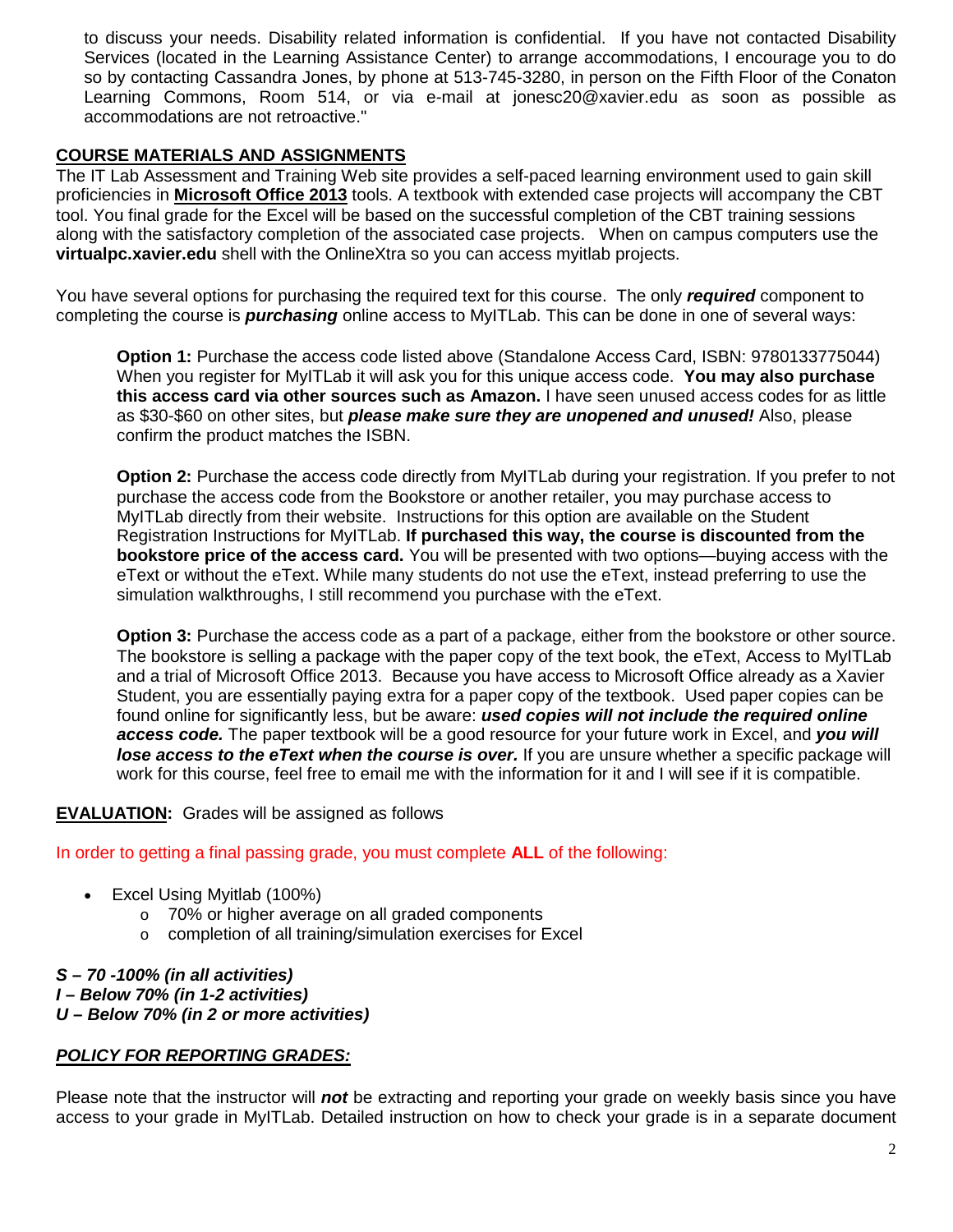to discuss your needs. Disability related information is confidential. If you have not contacted Disability Services (located in the Learning Assistance Center) to arrange accommodations, I encourage you to do so by contacting Cassandra Jones, by phone at 513-745-3280, in person on the Fifth Floor of the Conaton Learning Commons, Room 514, or via e-mail at jonesc20@xavier.edu as soon as possible as accommodations are not retroactive."

## COURSE MATERIALS AND ASSIGNMENTS

The IT Lab Assessment and Training Web site provides a self-paced learning environment used to gain skill proficiencies in **Microsoft Office 2013** tools. A textbook with extended case projects will accompany the CBT tool. You final grade for the Excel will be based on the successful completion of the CBT training sessions along with the satisfactory completion of the associated case projects. When on campus computers use the **virtualpc.xavier.edu** shell with the OnlineXtra so you can access myitlab projects.

You have several options for purchasing the required text for this course. The only ***required*** component to completing the course is ***purchasing*** online access to MyITLab. This can be done in one of several ways:

> **Option 1:** Purchase the access code listed above (Standalone Access Card, ISBN: 9780133775044) When you register for MyITLab it will ask you for this unique access code. **You may also purchase this access card via other sources such as Amazon.** I have seen unused access codes for as little as $30-$60 on other sites, but ***please make sure they are unopened and unused!*** Also, please confirm the product matches the ISBN.
>
> **Option 2:** Purchase the access code directly from MyITLab during your registration. If you prefer to not purchase the access code from the Bookstore or another retailer, you may purchase access to MyITLab directly from their website. Instructions for this option are available on the Student Registration Instructions for MyITLab. **If purchased this way, the course is discounted from the bookstore price of the access card.** You will be presented with two options—buying access with the eText or without the eText. While many students do not use the eText, instead preferring to use the simulation walkthroughs, I still recommend you purchase with the eText.
>
> **Option 3:** Purchase the access code as a part of a package, either from the bookstore or other source. The bookstore is selling a package with the paper copy of the text book, the eText, Access to MyITLab and a trial of Microsoft Office 2013. Because you have access to Microsoft Office already as a Xavier Student, you are essentially paying extra for a paper copy of the textbook. Used paper copies can be found online for significantly less, but be aware: ***used copies will not include the required online access code.*** The paper textbook will be a good resource for your future work in Excel, and ***you will lose access to the eText when the course is over.*** If you are unsure whether a specific package will work for this course, feel free to email me with the information for it and I will see if it is compatible.

**EVALUATION:** Grades will be assigned as follows

In order to getting a final passing grade, you must complete **ALL** of the following:

- Excel Using Myitlab (100%)
  - 70% or higher average on all graded components
  - completion of all training/simulation exercises for Excel

***S – 70 -100% (in all activities)***
***I – Below 70% (in 1-2 activities)***
***U – Below 70% (in 2 or more activities)***

## ***POLICY FOR REPORTING GRADES:***

Please note that the instructor will ***not*** be extracting and reporting your grade on weekly basis since you have access to your grade in MyITLab. Detailed instruction on how to check your grade is in a separate document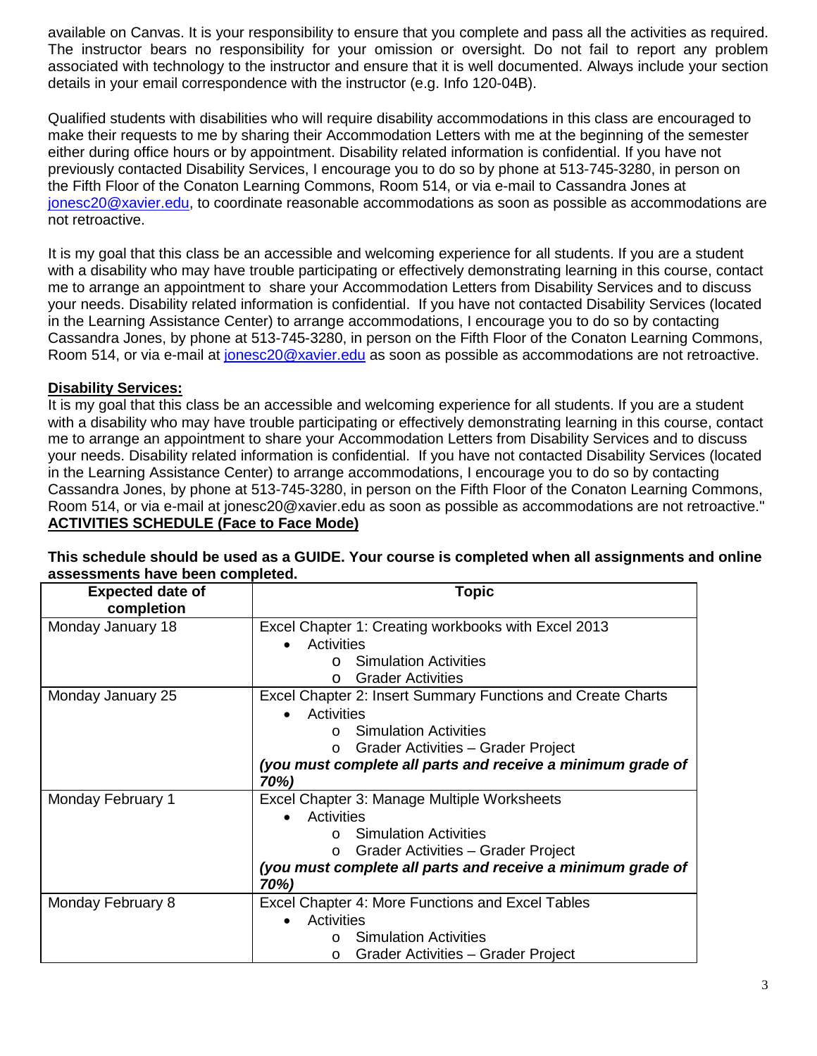available on Canvas. It is your responsibility to ensure that you complete and pass all the activities as required. The instructor bears no responsibility for your omission or oversight. Do not fail to report any problem associated with technology to the instructor and ensure that it is well documented. Always include your section details in your email correspondence with the instructor (e.g. Info 120-04B).

Qualified students with disabilities who will require disability accommodations in this class are encouraged to make their requests to me by sharing their Accommodation Letters with me at the beginning of the semester either during office hours or by appointment. Disability related information is confidential. If you have not previously contacted Disability Services, I encourage you to do so by phone at 513-745-3280, in person on the Fifth Floor of the Conaton Learning Commons, Room 514, or via e-mail to Cassandra Jones at jonesc20@xavier.edu, to coordinate reasonable accommodations as soon as possible as accommodations are not retroactive.

It is my goal that this class be an accessible and welcoming experience for all students. If you are a student with a disability who may have trouble participating or effectively demonstrating learning in this course, contact me to arrange an appointment to share your Accommodation Letters from Disability Services and to discuss your needs. Disability related information is confidential. If you have not contacted Disability Services (located in the Learning Assistance Center) to arrange accommodations, I encourage you to do so by contacting Cassandra Jones, by phone at 513-745-3280, in person on the Fifth Floor of the Conaton Learning Commons, Room 514, or via e-mail at jonesc20@xavier.edu as soon as possible as accommodations are not retroactive.

**Disability Services:**

It is my goal that this class be an accessible and welcoming experience for all students. If you are a student with a disability who may have trouble participating or effectively demonstrating learning in this course, contact me to arrange an appointment to share your Accommodation Letters from Disability Services and to discuss your needs. Disability related information is confidential. If you have not contacted Disability Services (located in the Learning Assistance Center) to arrange accommodations, I encourage you to do so by contacting Cassandra Jones, by phone at 513-745-3280, in person on the Fifth Floor of the Conaton Learning Commons, Room 514, or via e-mail at jonesc20@xavier.edu as soon as possible as accommodations are not retroactive."

**ACTIVITIES SCHEDULE (Face to Face Mode)**

**This schedule should be used as a GUIDE. Your course is completed when all assignments and online assessments have been completed.**

| Expected date of completion | Topic |
|---|---|
| Monday January 18 | Excel Chapter 1: Creating workbooks with Excel 2013<br>• Activities<br>&nbsp;&nbsp;&nbsp;&nbsp;o Simulation Activities<br>&nbsp;&nbsp;&nbsp;&nbsp;o Grader Activities |
| Monday January 25 | Excel Chapter 2: Insert Summary Functions and Create Charts<br>• Activities<br>&nbsp;&nbsp;&nbsp;&nbsp;o Simulation Activities<br>&nbsp;&nbsp;&nbsp;&nbsp;o Grader Activities – Grader Project<br>***(you must complete all parts and receive a minimum grade of 70%)*** |
| Monday February 1 | Excel Chapter 3: Manage Multiple Worksheets<br>• Activities<br>&nbsp;&nbsp;&nbsp;&nbsp;o Simulation Activities<br>&nbsp;&nbsp;&nbsp;&nbsp;o Grader Activities – Grader Project<br>***(you must complete all parts and receive a minimum grade of 70%)*** |
| Monday February 8 | Excel Chapter 4: More Functions and Excel Tables<br>• Activities<br>&nbsp;&nbsp;&nbsp;&nbsp;o Simulation Activities<br>&nbsp;&nbsp;&nbsp;&nbsp;o Grader Activities – Grader Project |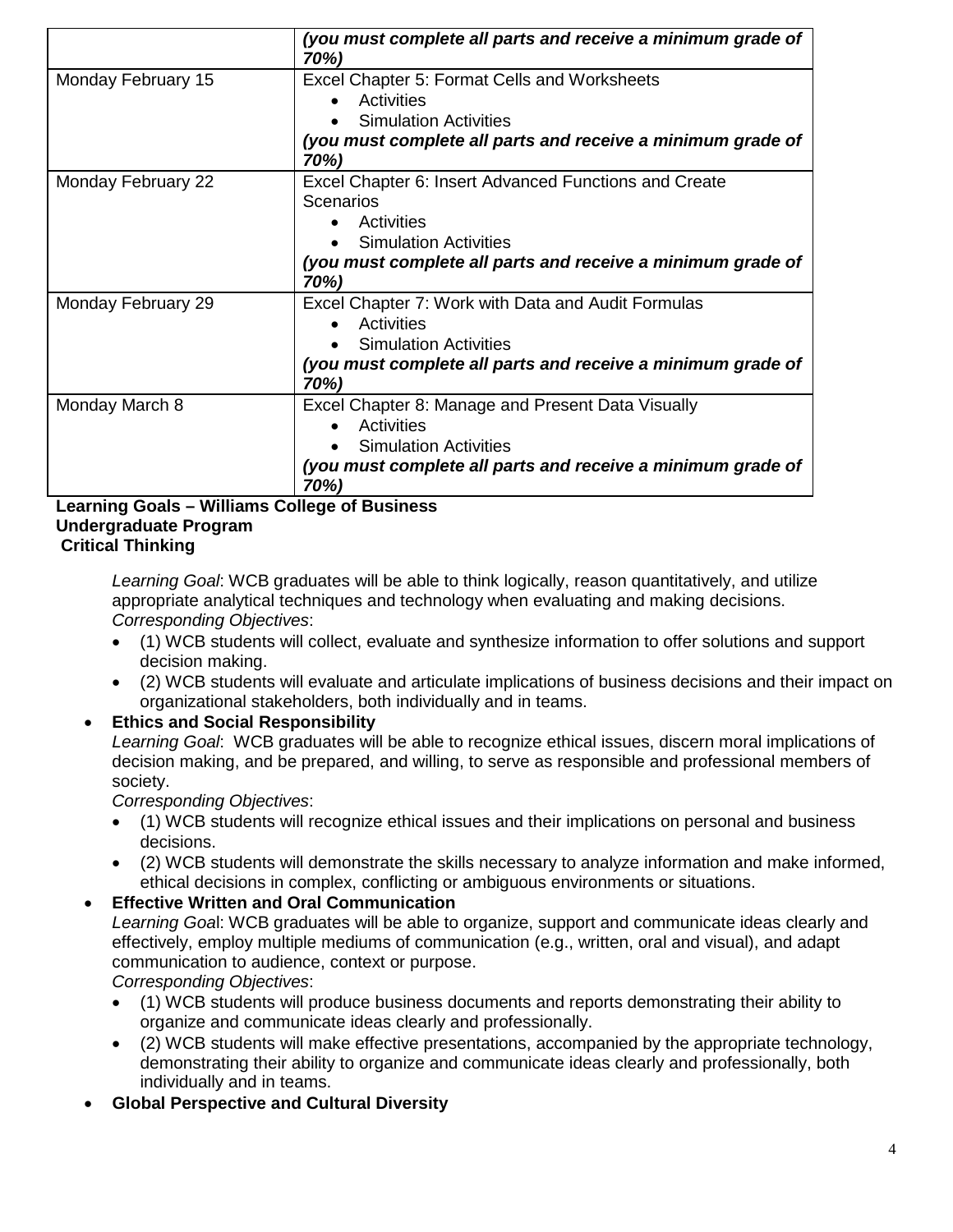| | |
|---|---|
| | *(you must complete all parts and receive a minimum grade of 70%)* |
| Monday February 15 | Excel Chapter 5: Format Cells and Worksheets<br>• Activities<br>• Simulation Activities<br>***(you must complete all parts and receive a minimum grade of 70%)*** |
| Monday February 22 | Excel Chapter 6: Insert Advanced Functions and Create Scenarios<br>• Activities<br>• Simulation Activities<br>***(you must complete all parts and receive a minimum grade of 70%)*** |
| Monday February 29 | Excel Chapter 7: Work with Data and Audit Formulas<br>• Activities<br>• Simulation Activities<br>***(you must complete all parts and receive a minimum grade of 70%)*** |
| Monday March 8 | Excel Chapter 8: Manage and Present Data Visually<br>• Activities<br>• Simulation Activities<br>***(you must complete all parts and receive a minimum grade of 70%)*** |

**Learning Goals – Williams College of Business**
**Undergraduate Program**
**Critical Thinking**

*Learning Goal*: WCB graduates will be able to think logically, reason quantitatively, and utilize appropriate analytical techniques and technology when evaluating and making decisions.
*Corresponding Objectives*:

- (1) WCB students will collect, evaluate and synthesize information to offer solutions and support decision making.
- (2) WCB students will evaluate and articulate implications of business decisions and their impact on organizational stakeholders, both individually and in teams.

- **Ethics and Social Responsibility**
  *Learning Goal*: WCB graduates will be able to recognize ethical issues, discern moral implications of decision making, and be prepared, and willing, to serve as responsible and professional members of society.
  *Corresponding Objectives*:
  - (1) WCB students will recognize ethical issues and their implications on personal and business decisions.
  - (2) WCB students will demonstrate the skills necessary to analyze information and make informed, ethical decisions in complex, conflicting or ambiguous environments or situations.
- **Effective Written and Oral Communication**
  *Learning Goal*: WCB graduates will be able to organize, support and communicate ideas clearly and effectively, employ multiple mediums of communication (e.g., written, oral and visual), and adapt communication to audience, context or purpose.
  *Corresponding Objectives*:
  - (1) WCB students will produce business documents and reports demonstrating their ability to organize and communicate ideas clearly and professionally.
  - (2) WCB students will make effective presentations, accompanied by the appropriate technology, demonstrating their ability to organize and communicate ideas clearly and professionally, both individually and in teams.
- **Global Perspective and Cultural Diversity**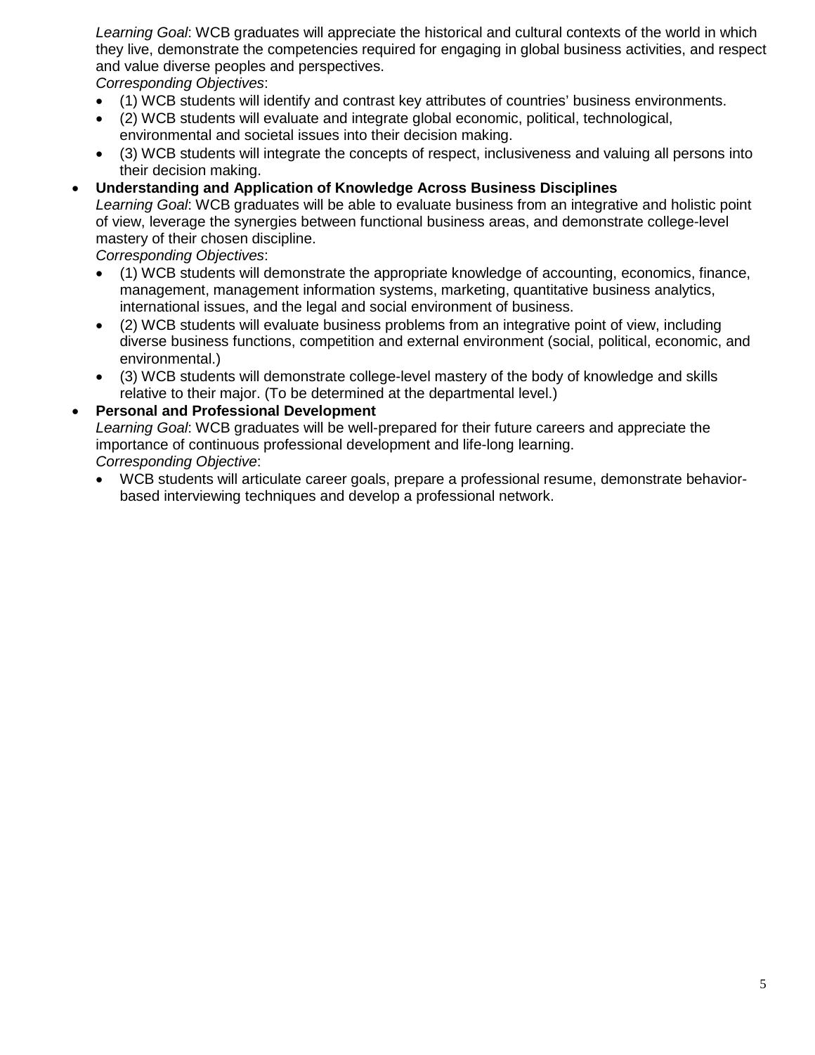*Learning Goal*: WCB graduates will appreciate the historical and cultural contexts of the world in which they live, demonstrate the competencies required for engaging in global business activities, and respect and value diverse peoples and perspectives.
*Corresponding Objectives*:

- (1) WCB students will identify and contrast key attributes of countries' business environments.
- (2) WCB students will evaluate and integrate global economic, political, technological, environmental and societal issues into their decision making.
- (3) WCB students will integrate the concepts of respect, inclusiveness and valuing all persons into their decision making.

- **Understanding and Application of Knowledge Across Business Disciplines**
  *Learning Goal*: WCB graduates will be able to evaluate business from an integrative and holistic point of view, leverage the synergies between functional business areas, and demonstrate college-level mastery of their chosen discipline.
  *Corresponding Objectives*:
  - (1) WCB students will demonstrate the appropriate knowledge of accounting, economics, finance, management, management information systems, marketing, quantitative business analytics, international issues, and the legal and social environment of business.
  - (2) WCB students will evaluate business problems from an integrative point of view, including diverse business functions, competition and external environment (social, political, economic, and environmental.)
  - (3) WCB students will demonstrate college-level mastery of the body of knowledge and skills relative to their major. (To be determined at the departmental level.)
- **Personal and Professional Development**
  *Learning Goal*: WCB graduates will be well-prepared for their future careers and appreciate the importance of continuous professional development and life-long learning.
  *Corresponding Objective*:
  - WCB students will articulate career goals, prepare a professional resume, demonstrate behavior-based interviewing techniques and develop a professional network.